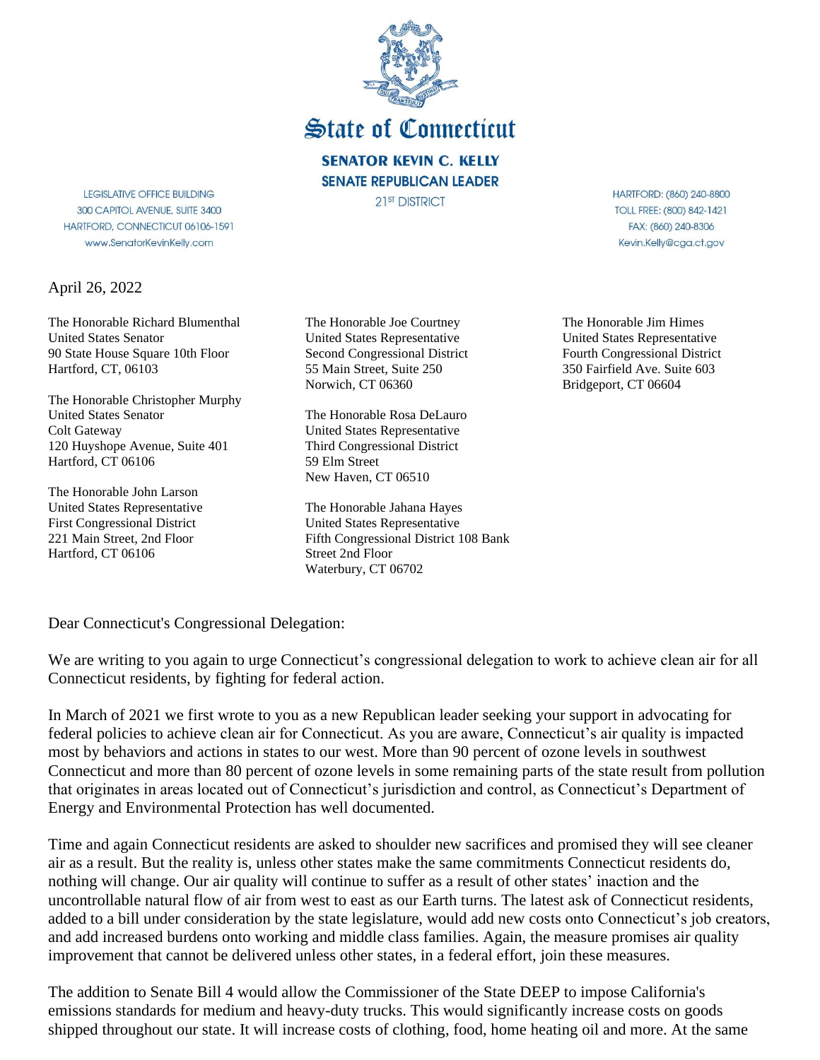# State of Connecticut

**SENATOR KEVIN C. KELLY**
**SENATE REPUBLICAN LEADER**
21ST DISTRICT

LEGISLATIVE OFFICE BUILDING
300 CAPITOL AVENUE, SUITE 3400
HARTFORD, CONNECTICUT 06106-1591
www.SenatorKevinKelly.com

HARTFORD: (860) 240-8800
TOLL FREE: (800) 842-1421
FAX: (860) 240-8306
Kevin.Kelly@cga.ct.gov

April 26, 2022

The Honorable Richard Blumenthal
United States Senator
90 State House Square 10th Floor
Hartford, CT, 06103

The Honorable Christopher Murphy
United States Senator
Colt Gateway
120 Huyshope Avenue, Suite 401
Hartford, CT 06106

The Honorable John Larson
United States Representative
First Congressional District
221 Main Street, 2nd Floor
Hartford, CT 06106

The Honorable Joe Courtney
United States Representative
Second Congressional District
55 Main Street, Suite 250
Norwich, CT 06360

The Honorable Rosa DeLauro
United States Representative
Third Congressional District
59 Elm Street
New Haven, CT 06510

The Honorable Jahana Hayes
United States Representative
Fifth Congressional District 108 Bank
Street 2nd Floor
Waterbury, CT 06702

The Honorable Jim Himes
United States Representative
Fourth Congressional District
350 Fairfield Ave. Suite 603
Bridgeport, CT 06604

Dear Connecticut's Congressional Delegation:

We are writing to you again to urge Connecticut's congressional delegation to work to achieve clean air for all Connecticut residents, by fighting for federal action.

In March of 2021 we first wrote to you as a new Republican leader seeking your support in advocating for federal policies to achieve clean air for Connecticut. As you are aware, Connecticut's air quality is impacted most by behaviors and actions in states to our west. More than 90 percent of ozone levels in southwest Connecticut and more than 80 percent of ozone levels in some remaining parts of the state result from pollution that originates in areas located out of Connecticut's jurisdiction and control, as Connecticut's Department of Energy and Environmental Protection has well documented.

Time and again Connecticut residents are asked to shoulder new sacrifices and promised they will see cleaner air as a result. But the reality is, unless other states make the same commitments Connecticut residents do, nothing will change. Our air quality will continue to suffer as a result of other states' inaction and the uncontrollable natural flow of air from west to east as our Earth turns. The latest ask of Connecticut residents, added to a bill under consideration by the state legislature, would add new costs onto Connecticut's job creators, and add increased burdens onto working and middle class families. Again, the measure promises air quality improvement that cannot be delivered unless other states, in a federal effort, join these measures.

The addition to Senate Bill 4 would allow the Commissioner of the State DEEP to impose California's emissions standards for medium and heavy-duty trucks. This would significantly increase costs on goods shipped throughout our state. It will increase costs of clothing, food, home heating oil and more. At the same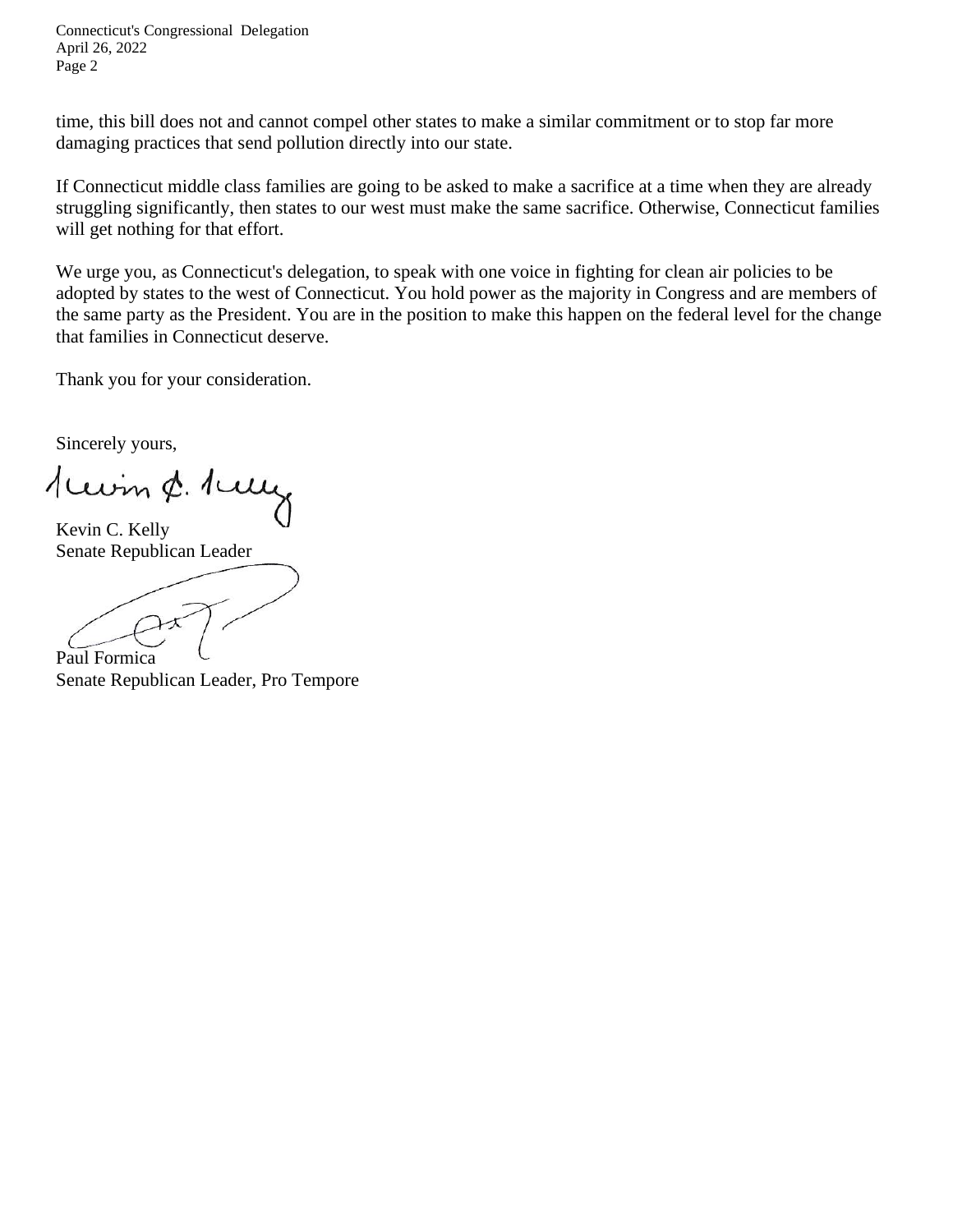time, this bill does not and cannot compel other states to make a similar commitment or to stop far more damaging practices that send pollution directly into our state.

If Connecticut middle class families are going to be asked to make a sacrifice at a time when they are already struggling significantly, then states to our west must make the same sacrifice. Otherwise, Connecticut families will get nothing for that effort.

We urge you, as Connecticut's delegation, to speak with one voice in fighting for clean air policies to be adopted by states to the west of Connecticut. You hold power as the majority in Congress and are members of the same party as the President. You are in the position to make this happen on the federal level for the change that families in Connecticut deserve.

Thank you for your consideration.

Sincerely yours,

Kevin C. Kelly
Senate Republican Leader

Paul Formica
Senate Republican Leader, Pro Tempore